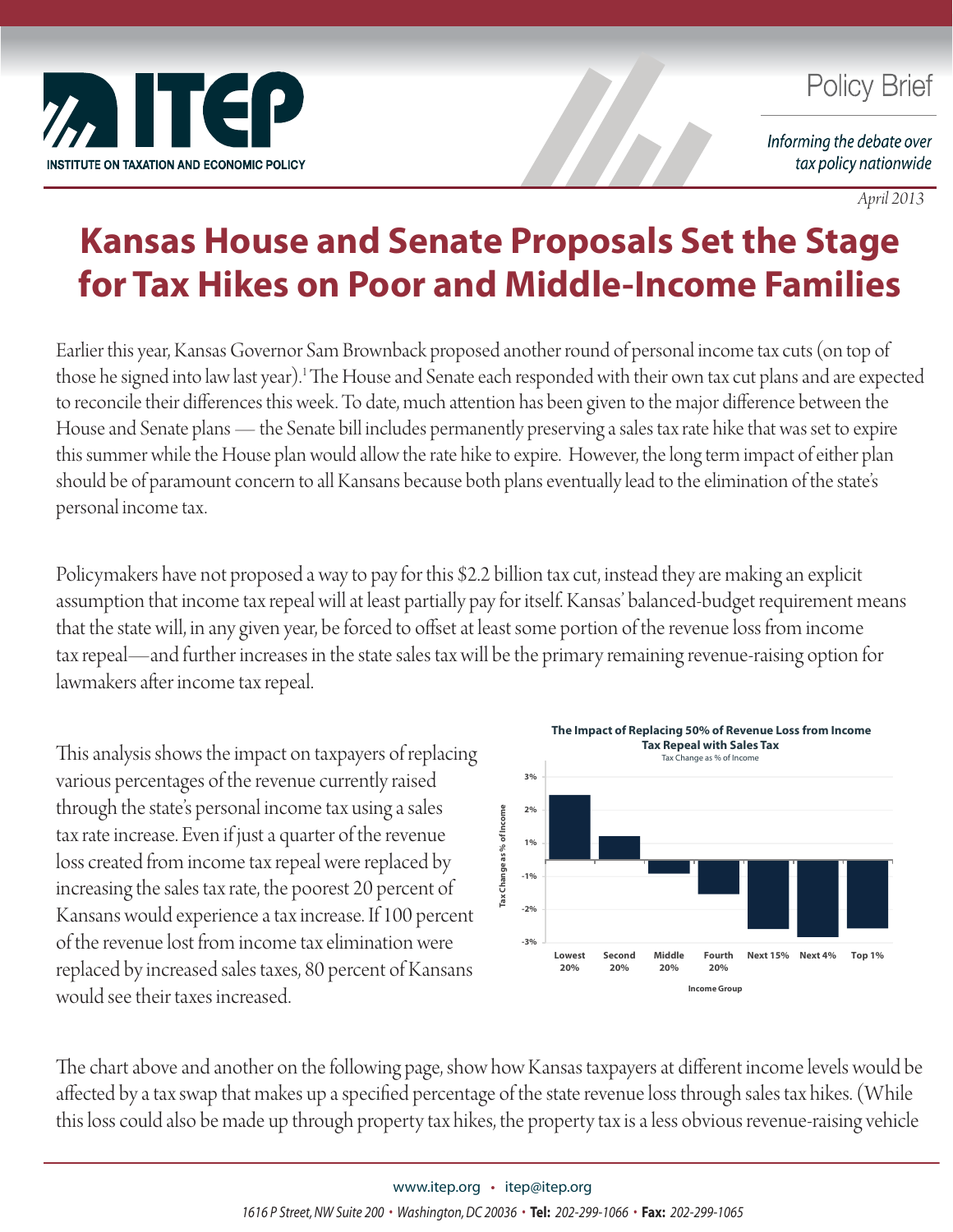Policy Brief

*Informing the debate over tax policy nationwide*

*April 2013*

# Kansas House and Senate Proposals Set the Stage for Tax Hikes on Poor and Middle-Income Families

Earlier this year, Kansas Governor Sam Brownback proposed another round of personal income tax cuts (on top of those he signed into law last year).[1] The House and Senate each responded with their own tax cut plans and are expected to reconcile their differences this week. To date, much attention has been given to the major difference between the House and Senate plans — the Senate bill includes permanently preserving a sales tax rate hike that was set to expire this summer while the House plan would allow the rate hike to expire. However, the long term impact of either plan should be of paramount concern to all Kansans because both plans eventually lead to the elimination of the state's personal income tax.

Policymakers have not proposed a way to pay for this $2.2 billion tax cut, instead they are making an explicit assumption that income tax repeal will at least partially pay for itself. Kansas' balanced-budget requirement means that the state will, in any given year, be forced to offset at least some portion of the revenue loss from income tax repeal—and further increases in the state sales tax will be the primary remaining revenue-raising option for lawmakers after income tax repeal.

This analysis shows the impact on taxpayers of replacing various percentages of the revenue currently raised through the state's personal income tax using a sales tax rate increase. Even if just a quarter of the revenue loss created from income tax repeal were replaced by increasing the sales tax rate, the poorest 20 percent of Kansans would experience a tax increase. If 100 percent of the revenue lost from income tax elimination were replaced by increased sales taxes, 80 percent of Kansans would see their taxes increased.

**The Impact of Replacing 50% of Revenue Loss from Income Tax Repeal with Sales Tax**

Tax Change as % of Income

| Income Group | Tax Change as % of Income (approx.) |
|---|---|
| Lowest 20% | 2.5% |
| Second 20% | 1.2% |
| Middle 20% | -0.4% |
| Fourth 20% | -1.0% |
| Next 15% | -2.1% |
| Next 4% | -2.3% |
| Top 1% | -2.1% |

The chart above and another on the following page, show how Kansas taxpayers at different income levels would be affected by a tax swap that makes up a specified percentage of the state revenue loss through sales tax hikes. (While this loss could also be made up through property tax hikes, the property tax is a less obvious revenue-raising vehicle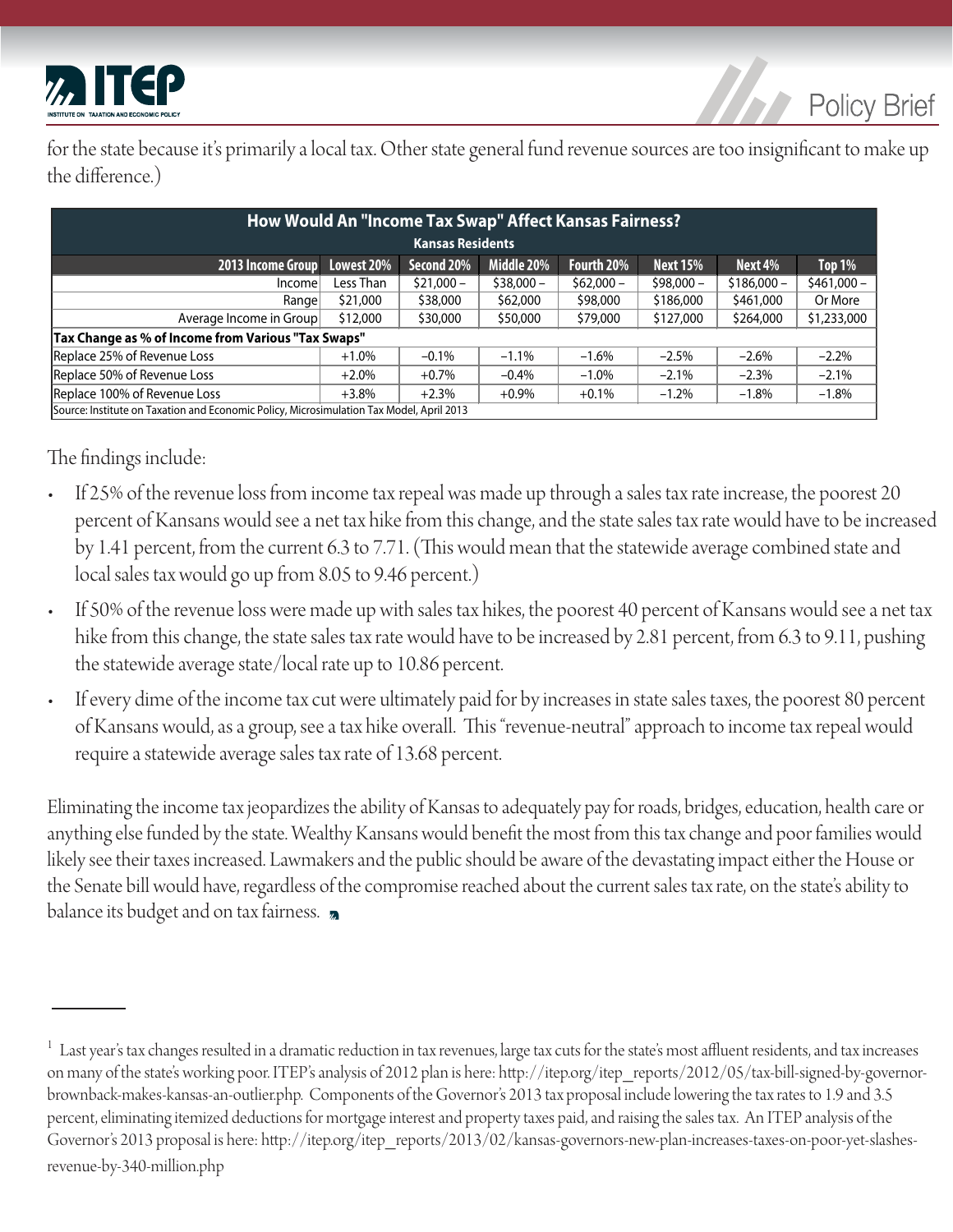for the state because it's primarily a local tax. Other state general fund revenue sources are too insignificant to make up the difference.)

| How Would An "Income Tax Swap" Affect Kansas Fairness? Kansas Residents | | | | | | | |
|---|---|---|---|---|---|---|---|
| 2013 Income Group | Lowest 20% | Second 20% | Middle 20% | Fourth 20% | Next 15% | Next 4% | Top 1% |
| Income Range | Less Than $21,000 | $21,000 – $38,000 | $38,000 – $62,000 | $62,000 – $98,000 | $98,000 – $186,000 | $186,000 – $461,000 | $461,000 – Or More |
| Average Income in Group | $12,000 | $30,000 | $50,000 | $79,000 | $127,000 | $264,000 | $1,233,000 |
| **Tax Change as % of Income from Various "Tax Swaps"** | | | | | | | |
| Replace 25% of Revenue Loss | +1.0% | –0.1% | –1.1% | –1.6% | –2.5% | –2.6% | –2.2% |
| Replace 50% of Revenue Loss | +2.0% | +0.7% | –0.4% | –1.0% | –2.1% | –2.3% | –2.1% |
| Replace 100% of Revenue Loss | +3.8% | +2.3% | +0.9% | +0.1% | –1.2% | –1.8% | –1.8% |
| Source: Institute on Taxation and Economic Policy, Microsimulation Tax Model, April 2013 | | | | | | | |

The findings include:

- If 25% of the revenue loss from income tax repeal was made up through a sales tax rate increase, the poorest 20 percent of Kansans would see a net tax hike from this change, and the state sales tax rate would have to be increased by 1.41 percent, from the current 6.3 to 7.71. (This would mean that the statewide average combined state and local sales tax would go up from 8.05 to 9.46 percent.)
- If 50% of the revenue loss were made up with sales tax hikes, the poorest 40 percent of Kansans would see a net tax hike from this change, the state sales tax rate would have to be increased by 2.81 percent, from 6.3 to 9.11, pushing the statewide average state/local rate up to 10.86 percent.
- If every dime of the income tax cut were ultimately paid for by increases in state sales taxes, the poorest 80 percent of Kansans would, as a group, see a tax hike overall. This "revenue-neutral" approach to income tax repeal would require a statewide average sales tax rate of 13.68 percent.

Eliminating the income tax jeopardizes the ability of Kansas to adequately pay for roads, bridges, education, health care or anything else funded by the state. Wealthy Kansans would benefit the most from this tax change and poor families would likely see their taxes increased. Lawmakers and the public should be aware of the devastating impact either the House or the Senate bill would have, regardless of the compromise reached about the current sales tax rate, on the state's ability to balance its budget and on tax fairness.

---

[1] Last year's tax changes resulted in a dramatic reduction in tax revenues, large tax cuts for the state's most affluent residents, and tax increases on many of the state's working poor. ITEP's analysis of 2012 plan is here: http://itep.org/itep_reports/2012/05/tax-bill-signed-by-governor-brownback-makes-kansas-an-outlier.php. Components of the Governor's 2013 tax proposal include lowering the tax rates to 1.9 and 3.5 percent, eliminating itemized deductions for mortgage interest and property taxes paid, and raising the sales tax. An ITEP analysis of the Governor's 2013 proposal is here: http://itep.org/itep_reports/2013/02/kansas-governors-new-plan-increases-taxes-on-poor-yet-slashes-revenue-by-340-million.php